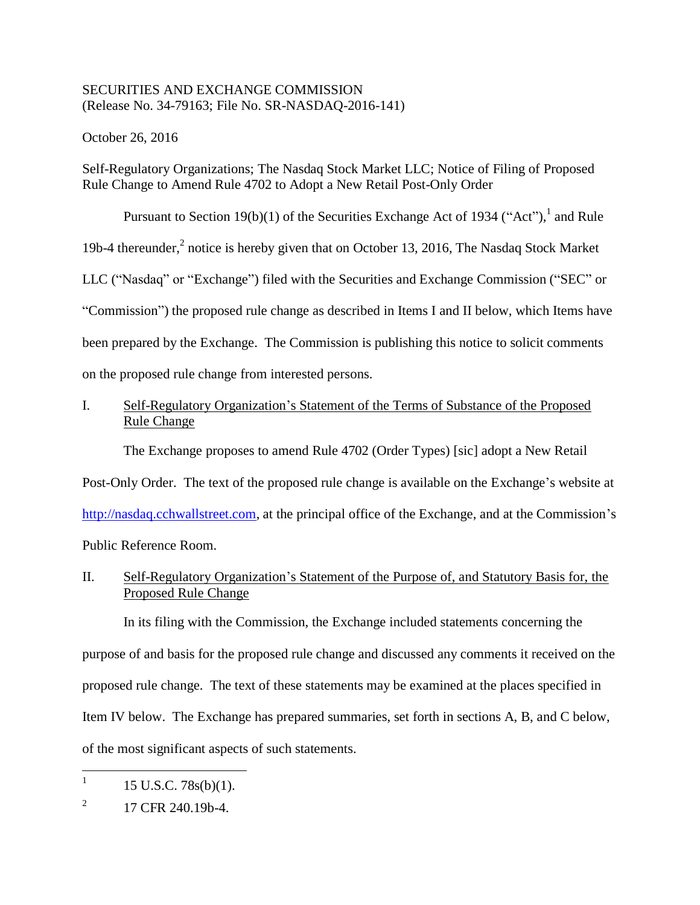SECURITIES AND EXCHANGE COMMISSION
(Release No. 34-79163; File No. SR-NASDAQ-2016-141)

October 26, 2016

Self-Regulatory Organizations; The Nasdaq Stock Market LLC; Notice of Filing of Proposed Rule Change to Amend Rule 4702 to Adopt a New Retail Post-Only Order

Pursuant to Section 19(b)(1) of the Securities Exchange Act of 1934 ("Act"),[1] and Rule 19b-4 thereunder,[2] notice is hereby given that on October 13, 2016, The Nasdaq Stock Market LLC ("Nasdaq" or "Exchange") filed with the Securities and Exchange Commission ("SEC" or "Commission") the proposed rule change as described in Items I and II below, which Items have been prepared by the Exchange. The Commission is publishing this notice to solicit comments on the proposed rule change from interested persons.

I. Self-Regulatory Organization's Statement of the Terms of Substance of the Proposed Rule Change

The Exchange proposes to amend Rule 4702 (Order Types) [sic] adopt a New Retail Post-Only Order. The text of the proposed rule change is available on the Exchange's website at http://nasdaq.cchwallstreet.com, at the principal office of the Exchange, and at the Commission's Public Reference Room.

II. Self-Regulatory Organization's Statement of the Purpose of, and Statutory Basis for, the Proposed Rule Change

In its filing with the Commission, the Exchange included statements concerning the purpose of and basis for the proposed rule change and discussed any comments it received on the proposed rule change. The text of these statements may be examined at the places specified in Item IV below. The Exchange has prepared summaries, set forth in sections A, B, and C below, of the most significant aspects of such statements.

---

[1] 15 U.S.C. 78s(b)(1).

[2] 17 CFR 240.19b-4.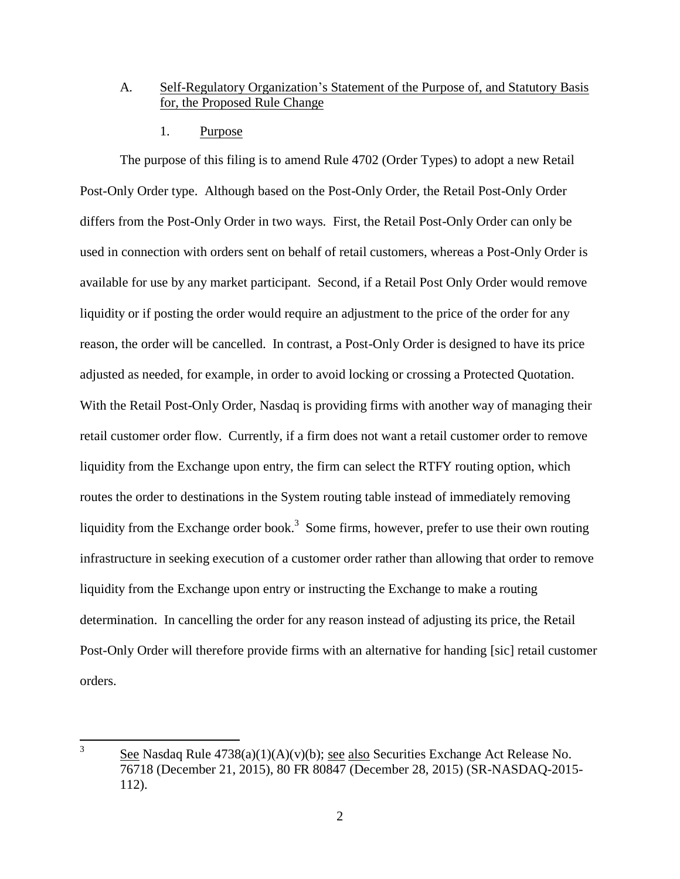A. Self-Regulatory Organization's Statement of the Purpose of, and Statutory Basis for, the Proposed Rule Change

1. Purpose

The purpose of this filing is to amend Rule 4702 (Order Types) to adopt a new Retail Post-Only Order type. Although based on the Post-Only Order, the Retail Post-Only Order differs from the Post-Only Order in two ways. First, the Retail Post-Only Order can only be used in connection with orders sent on behalf of retail customers, whereas a Post-Only Order is available for use by any market participant. Second, if a Retail Post Only Order would remove liquidity or if posting the order would require an adjustment to the price of the order for any reason, the order will be cancelled. In contrast, a Post-Only Order is designed to have its price adjusted as needed, for example, in order to avoid locking or crossing a Protected Quotation. With the Retail Post-Only Order, Nasdaq is providing firms with another way of managing their retail customer order flow. Currently, if a firm does not want a retail customer order to remove liquidity from the Exchange upon entry, the firm can select the RTFY routing option, which routes the order to destinations in the System routing table instead of immediately removing liquidity from the Exchange order book.[3] Some firms, however, prefer to use their own routing infrastructure in seeking execution of a customer order rather than allowing that order to remove liquidity from the Exchange upon entry or instructing the Exchange to make a routing determination. In cancelling the order for any reason instead of adjusting its price, the Retail Post-Only Order will therefore provide firms with an alternative for handing [sic] retail customer orders.

---

[3] See Nasdaq Rule 4738(a)(1)(A)(v)(b); see also Securities Exchange Act Release No. 76718 (December 21, 2015), 80 FR 80847 (December 28, 2015) (SR-NASDAQ-2015-112).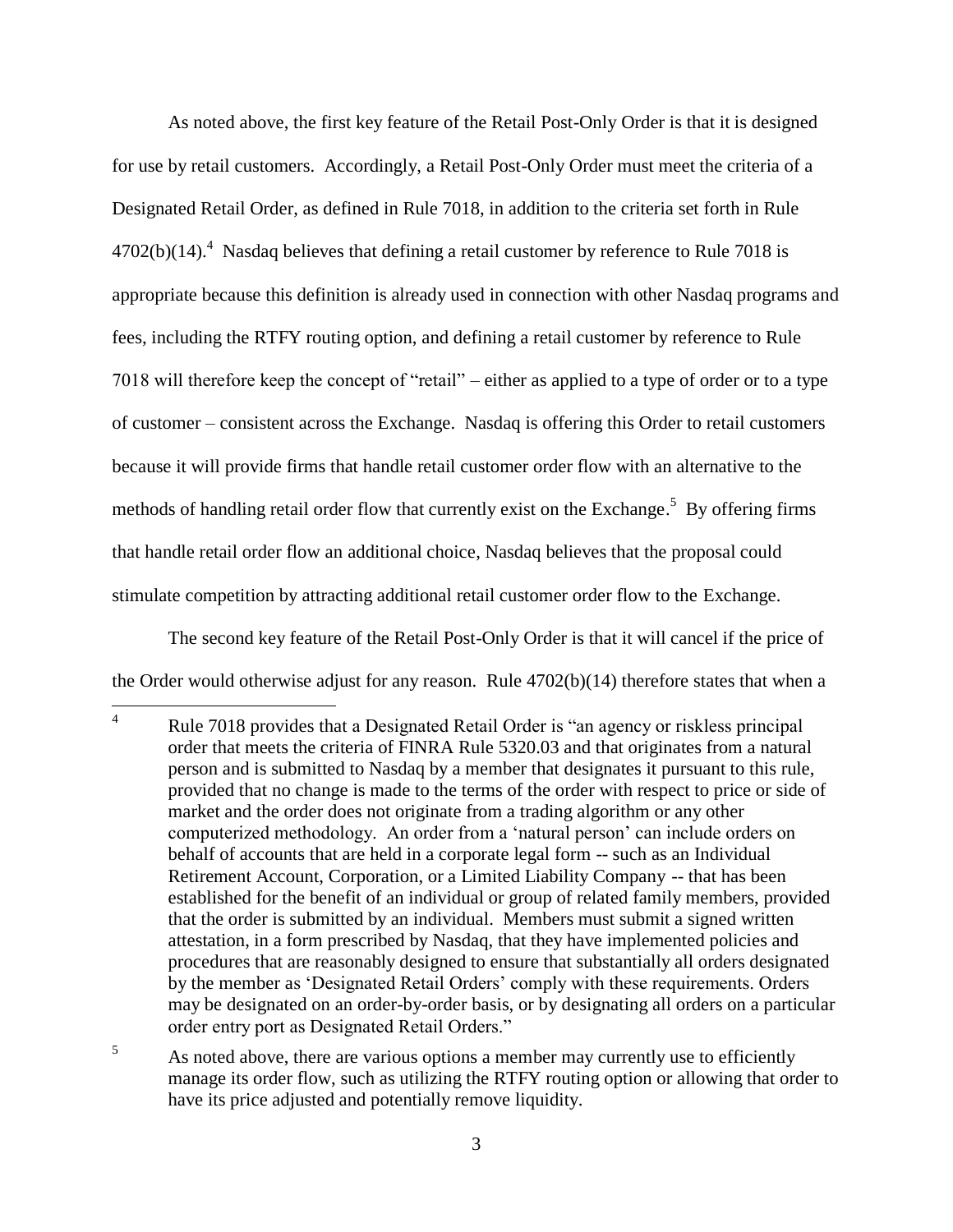As noted above, the first key feature of the Retail Post-Only Order is that it is designed for use by retail customers. Accordingly, a Retail Post-Only Order must meet the criteria of a Designated Retail Order, as defined in Rule 7018, in addition to the criteria set forth in Rule 4702(b)(14).[4] Nasdaq believes that defining a retail customer by reference to Rule 7018 is appropriate because this definition is already used in connection with other Nasdaq programs and fees, including the RTFY routing option, and defining a retail customer by reference to Rule 7018 will therefore keep the concept of "retail" – either as applied to a type of order or to a type of customer – consistent across the Exchange. Nasdaq is offering this Order to retail customers because it will provide firms that handle retail customer order flow with an alternative to the methods of handling retail order flow that currently exist on the Exchange.[5] By offering firms that handle retail order flow an additional choice, Nasdaq believes that the proposal could stimulate competition by attracting additional retail customer order flow to the Exchange.

The second key feature of the Retail Post-Only Order is that it will cancel if the price of the Order would otherwise adjust for any reason. Rule 4702(b)(14) therefore states that when a

---

[4] Rule 7018 provides that a Designated Retail Order is "an agency or riskless principal order that meets the criteria of FINRA Rule 5320.03 and that originates from a natural person and is submitted to Nasdaq by a member that designates it pursuant to this rule, provided that no change is made to the terms of the order with respect to price or side of market and the order does not originate from a trading algorithm or any other computerized methodology. An order from a 'natural person' can include orders on behalf of accounts that are held in a corporate legal form -- such as an Individual Retirement Account, Corporation, or a Limited Liability Company -- that has been established for the benefit of an individual or group of related family members, provided that the order is submitted by an individual. Members must submit a signed written attestation, in a form prescribed by Nasdaq, that they have implemented policies and procedures that are reasonably designed to ensure that substantially all orders designated by the member as 'Designated Retail Orders' comply with these requirements. Orders may be designated on an order-by-order basis, or by designating all orders on a particular order entry port as Designated Retail Orders."

[5] As noted above, there are various options a member may currently use to efficiently manage its order flow, such as utilizing the RTFY routing option or allowing that order to have its price adjusted and potentially remove liquidity.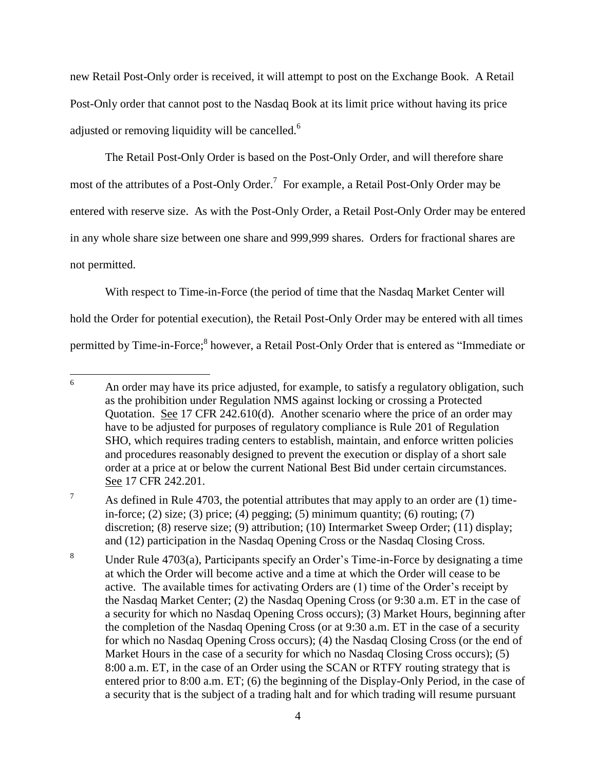new Retail Post-Only order is received, it will attempt to post on the Exchange Book. A Retail Post-Only order that cannot post to the Nasdaq Book at its limit price without having its price adjusted or removing liquidity will be cancelled.[6]

The Retail Post-Only Order is based on the Post-Only Order, and will therefore share most of the attributes of a Post-Only Order.[7] For example, a Retail Post-Only Order may be entered with reserve size. As with the Post-Only Order, a Retail Post-Only Order may be entered in any whole share size between one share and 999,999 shares. Orders for fractional shares are not permitted.

With respect to Time-in-Force (the period of time that the Nasdaq Market Center will hold the Order for potential execution), the Retail Post-Only Order may be entered with all times permitted by Time-in-Force;[8] however, a Retail Post-Only Order that is entered as "Immediate or

---

[6] An order may have its price adjusted, for example, to satisfy a regulatory obligation, such as the prohibition under Regulation NMS against locking or crossing a Protected Quotation. See 17 CFR 242.610(d). Another scenario where the price of an order may have to be adjusted for purposes of regulatory compliance is Rule 201 of Regulation SHO, which requires trading centers to establish, maintain, and enforce written policies and procedures reasonably designed to prevent the execution or display of a short sale order at a price at or below the current National Best Bid under certain circumstances. See 17 CFR 242.201.

[7] As defined in Rule 4703, the potential attributes that may apply to an order are (1) time-in-force; (2) size; (3) price; (4) pegging; (5) minimum quantity; (6) routing; (7) discretion; (8) reserve size; (9) attribution; (10) Intermarket Sweep Order; (11) display; and (12) participation in the Nasdaq Opening Cross or the Nasdaq Closing Cross.

[8] Under Rule 4703(a), Participants specify an Order's Time-in-Force by designating a time at which the Order will become active and a time at which the Order will cease to be active. The available times for activating Orders are (1) time of the Order's receipt by the Nasdaq Market Center; (2) the Nasdaq Opening Cross (or 9:30 a.m. ET in the case of a security for which no Nasdaq Opening Cross occurs); (3) Market Hours, beginning after the completion of the Nasdaq Opening Cross (or at 9:30 a.m. ET in the case of a security for which no Nasdaq Opening Cross occurs); (4) the Nasdaq Closing Cross (or the end of Market Hours in the case of a security for which no Nasdaq Closing Cross occurs); (5) 8:00 a.m. ET, in the case of an Order using the SCAN or RTFY routing strategy that is entered prior to 8:00 a.m. ET; (6) the beginning of the Display-Only Period, in the case of a security that is the subject of a trading halt and for which trading will resume pursuant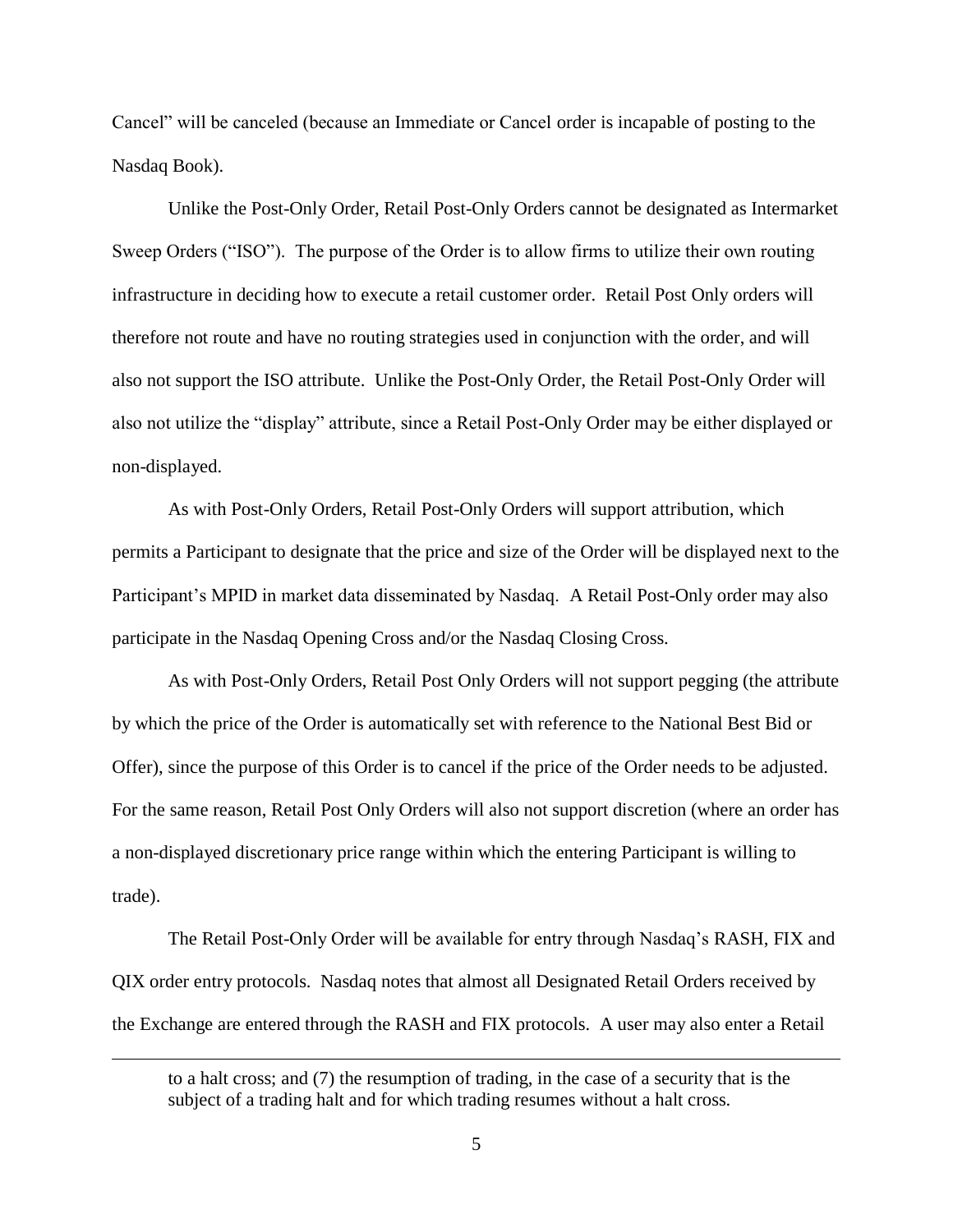Cancel" will be canceled (because an Immediate or Cancel order is incapable of posting to the Nasdaq Book).

Unlike the Post-Only Order, Retail Post-Only Orders cannot be designated as Intermarket Sweep Orders ("ISO"). The purpose of the Order is to allow firms to utilize their own routing infrastructure in deciding how to execute a retail customer order. Retail Post Only orders will therefore not route and have no routing strategies used in conjunction with the order, and will also not support the ISO attribute. Unlike the Post-Only Order, the Retail Post-Only Order will also not utilize the "display" attribute, since a Retail Post-Only Order may be either displayed or non-displayed.

As with Post-Only Orders, Retail Post-Only Orders will support attribution, which permits a Participant to designate that the price and size of the Order will be displayed next to the Participant's MPID in market data disseminated by Nasdaq. A Retail Post-Only order may also participate in the Nasdaq Opening Cross and/or the Nasdaq Closing Cross.

As with Post-Only Orders, Retail Post Only Orders will not support pegging (the attribute by which the price of the Order is automatically set with reference to the National Best Bid or Offer), since the purpose of this Order is to cancel if the price of the Order needs to be adjusted. For the same reason, Retail Post Only Orders will also not support discretion (where an order has a non-displayed discretionary price range within which the entering Participant is willing to trade).

The Retail Post-Only Order will be available for entry through Nasdaq's RASH, FIX and QIX order entry protocols. Nasdaq notes that almost all Designated Retail Orders received by the Exchange are entered through the RASH and FIX protocols. A user may also enter a Retail

---

to a halt cross; and (7) the resumption of trading, in the case of a security that is the subject of a trading halt and for which trading resumes without a halt cross.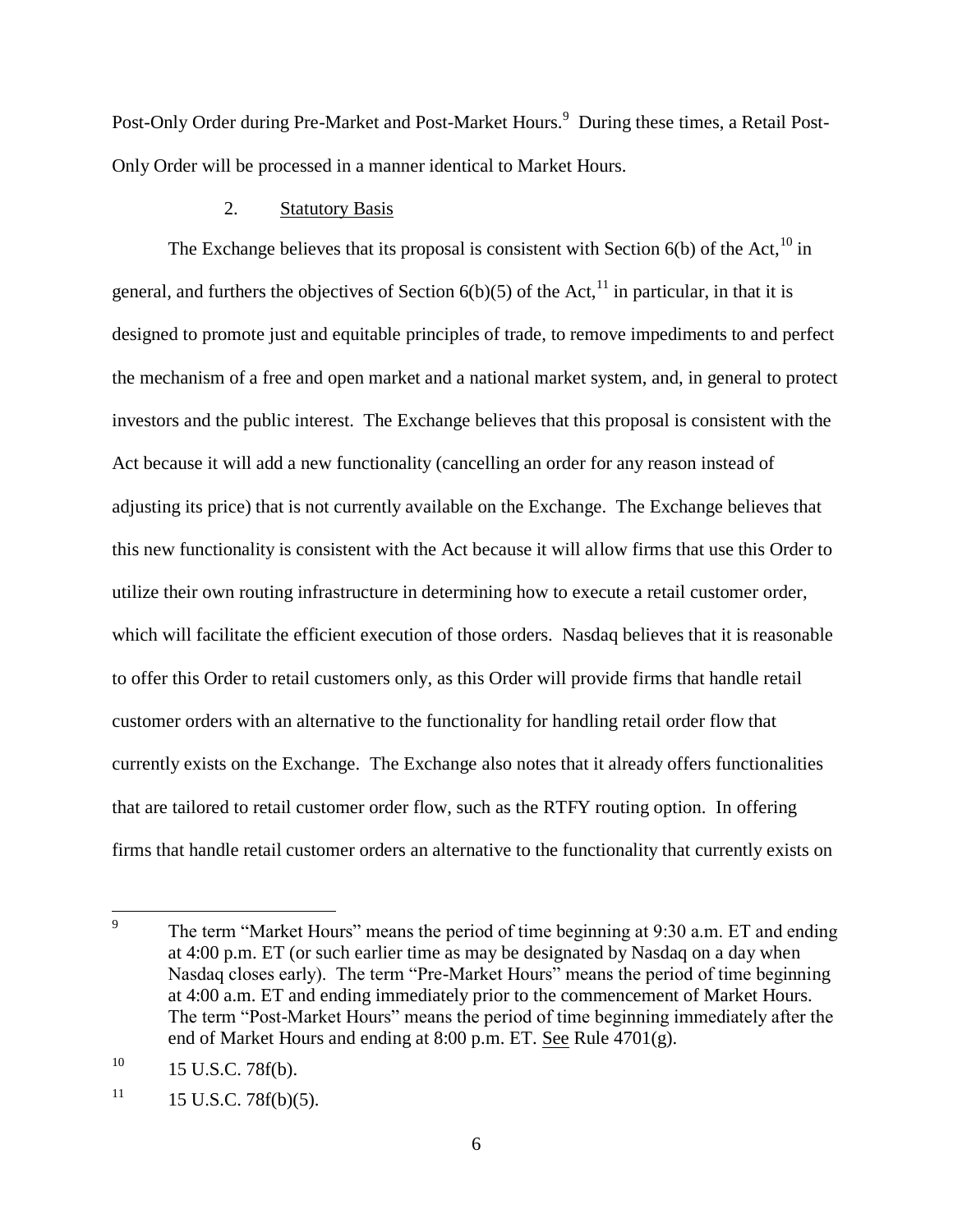Post-Only Order during Pre-Market and Post-Market Hours.[9] During these times, a Retail Post-Only Order will be processed in a manner identical to Market Hours.

2. Statutory Basis

The Exchange believes that its proposal is consistent with Section 6(b) of the Act,[10] in general, and furthers the objectives of Section 6(b)(5) of the Act,[11] in particular, in that it is designed to promote just and equitable principles of trade, to remove impediments to and perfect the mechanism of a free and open market and a national market system, and, in general to protect investors and the public interest. The Exchange believes that this proposal is consistent with the Act because it will add a new functionality (cancelling an order for any reason instead of adjusting its price) that is not currently available on the Exchange. The Exchange believes that this new functionality is consistent with the Act because it will allow firms that use this Order to utilize their own routing infrastructure in determining how to execute a retail customer order, which will facilitate the efficient execution of those orders. Nasdaq believes that it is reasonable to offer this Order to retail customers only, as this Order will provide firms that handle retail customer orders with an alternative to the functionality for handling retail order flow that currently exists on the Exchange. The Exchange also notes that it already offers functionalities that are tailored to retail customer order flow, such as the RTFY routing option. In offering firms that handle retail customer orders an alternative to the functionality that currently exists on

---

[9] The term "Market Hours" means the period of time beginning at 9:30 a.m. ET and ending at 4:00 p.m. ET (or such earlier time as may be designated by Nasdaq on a day when Nasdaq closes early). The term "Pre-Market Hours" means the period of time beginning at 4:00 a.m. ET and ending immediately prior to the commencement of Market Hours. The term "Post-Market Hours" means the period of time beginning immediately after the end of Market Hours and ending at 8:00 p.m. ET. See Rule 4701(g).

[10] 15 U.S.C. 78f(b).

[11] 15 U.S.C. 78f(b)(5).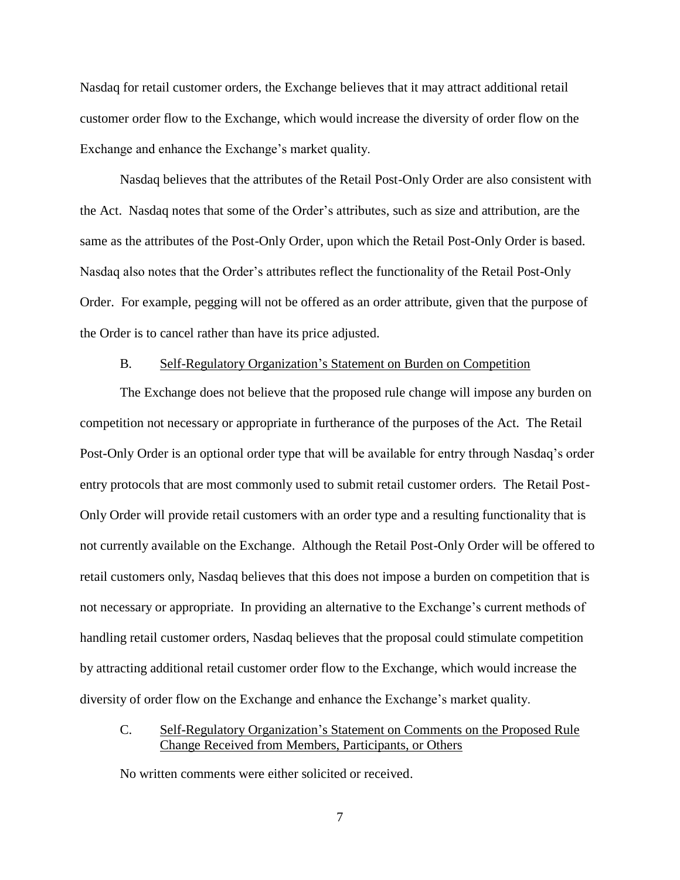Nasdaq for retail customer orders, the Exchange believes that it may attract additional retail customer order flow to the Exchange, which would increase the diversity of order flow on the Exchange and enhance the Exchange's market quality.

Nasdaq believes that the attributes of the Retail Post-Only Order are also consistent with the Act. Nasdaq notes that some of the Order's attributes, such as size and attribution, are the same as the attributes of the Post-Only Order, upon which the Retail Post-Only Order is based. Nasdaq also notes that the Order's attributes reflect the functionality of the Retail Post-Only Order. For example, pegging will not be offered as an order attribute, given that the purpose of the Order is to cancel rather than have its price adjusted.

### B. Self-Regulatory Organization's Statement on Burden on Competition

The Exchange does not believe that the proposed rule change will impose any burden on competition not necessary or appropriate in furtherance of the purposes of the Act. The Retail Post-Only Order is an optional order type that will be available for entry through Nasdaq's order entry protocols that are most commonly used to submit retail customer orders. The Retail Post-Only Order will provide retail customers with an order type and a resulting functionality that is not currently available on the Exchange. Although the Retail Post-Only Order will be offered to retail customers only, Nasdaq believes that this does not impose a burden on competition that is not necessary or appropriate. In providing an alternative to the Exchange's current methods of handling retail customer orders, Nasdaq believes that the proposal could stimulate competition by attracting additional retail customer order flow to the Exchange, which would increase the diversity of order flow on the Exchange and enhance the Exchange's market quality.

### C. Self-Regulatory Organization's Statement on Comments on the Proposed Rule Change Received from Members, Participants, or Others

No written comments were either solicited or received.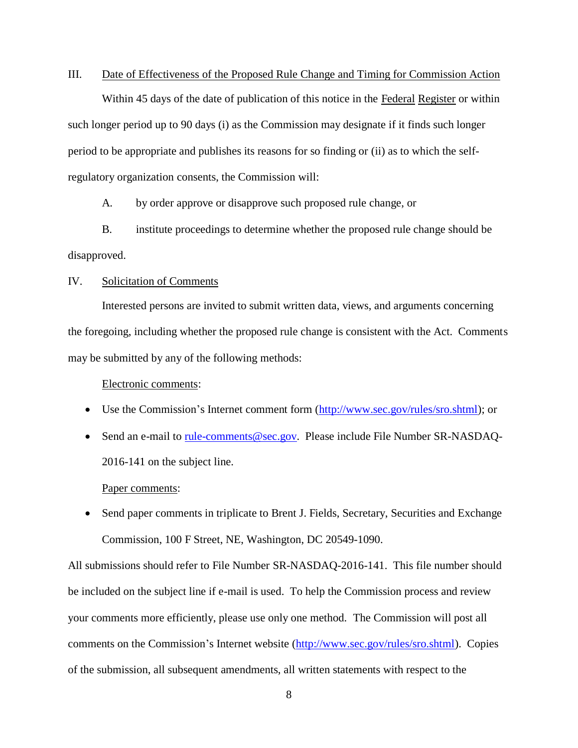III. Date of Effectiveness of the Proposed Rule Change and Timing for Commission Action

Within 45 days of the date of publication of this notice in the Federal Register or within such longer period up to 90 days (i) as the Commission may designate if it finds such longer period to be appropriate and publishes its reasons for so finding or (ii) as to which the self-regulatory organization consents, the Commission will:

A. by order approve or disapprove such proposed rule change, or

B. institute proceedings to determine whether the proposed rule change should be disapproved.

IV. Solicitation of Comments

Interested persons are invited to submit written data, views, and arguments concerning the foregoing, including whether the proposed rule change is consistent with the Act. Comments may be submitted by any of the following methods:

Electronic comments:

- Use the Commission's Internet comment form (http://www.sec.gov/rules/sro.shtml); or
- Send an e-mail to rule-comments@sec.gov. Please include File Number SR-NASDAQ-2016-141 on the subject line.

Paper comments:

- Send paper comments in triplicate to Brent J. Fields, Secretary, Securities and Exchange Commission, 100 F Street, NE, Washington, DC 20549-1090.

All submissions should refer to File Number SR-NASDAQ-2016-141. This file number should be included on the subject line if e-mail is used. To help the Commission process and review your comments more efficiently, please use only one method. The Commission will post all comments on the Commission's Internet website (http://www.sec.gov/rules/sro.shtml). Copies of the submission, all subsequent amendments, all written statements with respect to the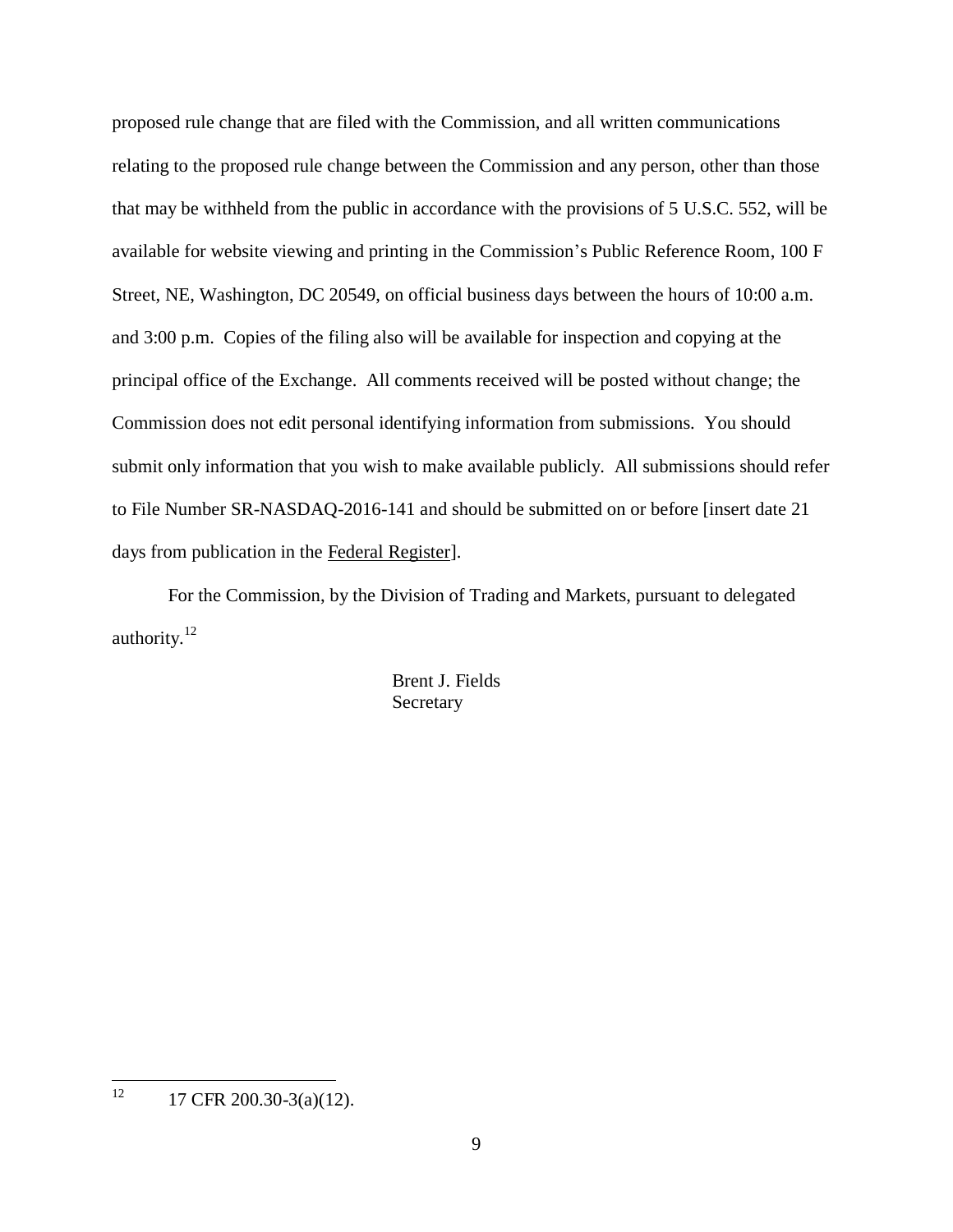proposed rule change that are filed with the Commission, and all written communications relating to the proposed rule change between the Commission and any person, other than those that may be withheld from the public in accordance with the provisions of 5 U.S.C. 552, will be available for website viewing and printing in the Commission's Public Reference Room, 100 F Street, NE, Washington, DC 20549, on official business days between the hours of 10:00 a.m. and 3:00 p.m. Copies of the filing also will be available for inspection and copying at the principal office of the Exchange. All comments received will be posted without change; the Commission does not edit personal identifying information from submissions. You should submit only information that you wish to make available publicly. All submissions should refer to File Number SR-NASDAQ-2016-141 and should be submitted on or before [insert date 21 days from publication in the Federal Register].

For the Commission, by the Division of Trading and Markets, pursuant to delegated authority.[12]

Brent J. Fields
Secretary

---

[12] 17 CFR 200.30-3(a)(12).